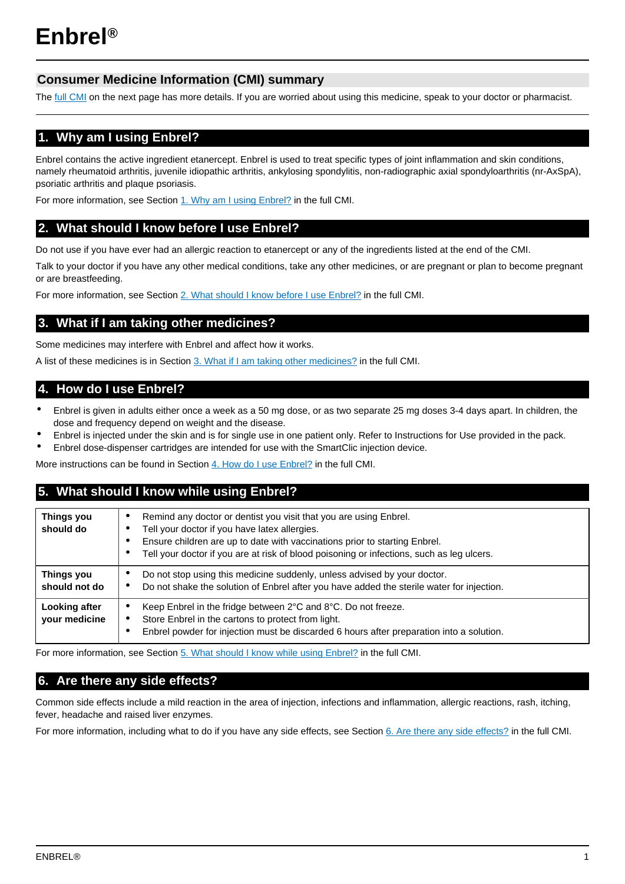# Enbrel®

## Consumer Medicine Information (CMI) summary

The full CMI on the next page has more details. If you are worried about using this medicine, speak to your doctor or pharmacist.

## 1. Why am I using Enbrel?

Enbrel contains the active ingredient etanercept. Enbrel is used to treat specific types of joint inflammation and skin conditions, namely rheumatoid arthritis, juvenile idiopathic arthritis, ankylosing spondylitis, non-radiographic axial spondyloarthritis (nr-AxSpA), psoriatic arthritis and plaque psoriasis.

For more information, see Section 1. Why am I using Enbrel? in the full CMI.

## 2. What should I know before I use Enbrel?

Do not use if you have ever had an allergic reaction to etanercept or any of the ingredients listed at the end of the CMI.

Talk to your doctor if you have any other medical conditions, take any other medicines, or are pregnant or plan to become pregnant or are breastfeeding.

For more information, see Section 2. What should I know before I use Enbrel? in the full CMI.

## 3. What if I am taking other medicines?

Some medicines may interfere with Enbrel and affect how it works.

A list of these medicines is in Section 3. What if I am taking other medicines? in the full CMI.

## 4. How do I use Enbrel?

- Enbrel is given in adults either once a week as a 50 mg dose, or as two separate 25 mg doses 3-4 days apart. In children, the dose and frequency depend on weight and the disease.
- Enbrel is injected under the skin and is for single use in one patient only. Refer to Instructions for Use provided in the pack.
- Enbrel dose-dispenser cartridges are intended for use with the SmartClic injection device.

More instructions can be found in Section 4. How do I use Enbrel? in the full CMI.

## 5. What should I know while using Enbrel?

| | |
|---|---|
| **Things you should do** | • Remind any doctor or dentist you visit that you are using Enbrel.<br>• Tell your doctor if you have latex allergies.<br>• Ensure children are up to date with vaccinations prior to starting Enbrel.<br>• Tell your doctor if you are at risk of blood poisoning or infections, such as leg ulcers. |
| **Things you should not do** | • Do not stop using this medicine suddenly, unless advised by your doctor.<br>• Do not shake the solution of Enbrel after you have added the sterile water for injection. |
| **Looking after your medicine** | • Keep Enbrel in the fridge between 2°C and 8°C. Do not freeze.<br>• Store Enbrel in the cartons to protect from light.<br>• Enbrel powder for injection must be discarded 6 hours after preparation into a solution. |

For more information, see Section 5. What should I know while using Enbrel? in the full CMI.

## 6. Are there any side effects?

Common side effects include a mild reaction in the area of injection, infections and inflammation, allergic reactions, rash, itching, fever, headache and raised liver enzymes.

For more information, including what to do if you have any side effects, see Section 6. Are there any side effects? in the full CMI.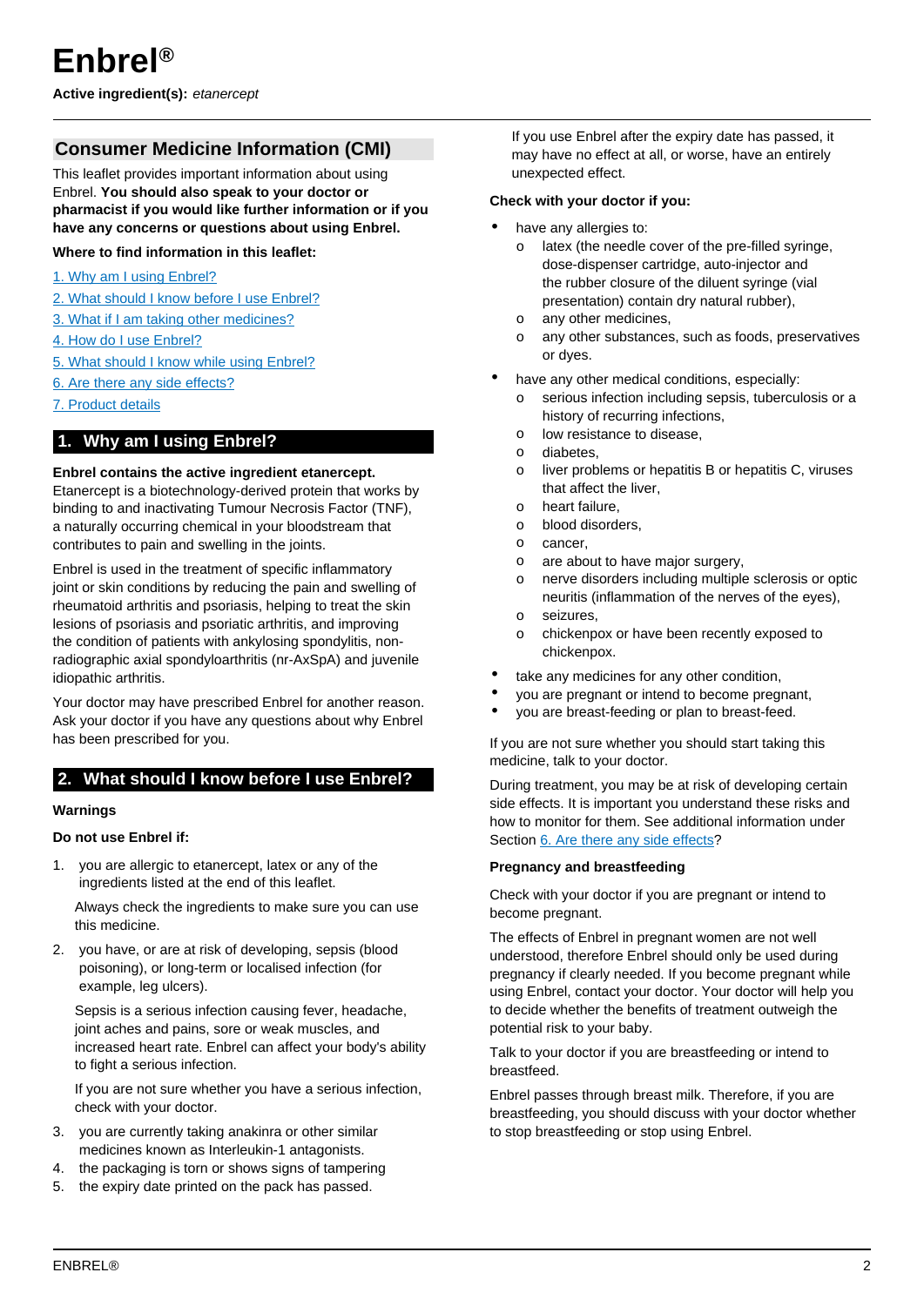# Enbrel®

**Active ingredient(s):** *etanercept*

## Consumer Medicine Information (CMI)

This leaflet provides important information about using Enbrel. **You should also speak to your doctor or pharmacist if you would like further information or if you have any concerns or questions about using Enbrel.**

**Where to find information in this leaflet:**

1. Why am I using Enbrel?
2. What should I know before I use Enbrel?
3. What if I am taking other medicines?
4. How do I use Enbrel?
5. What should I know while using Enbrel?
6. Are there any side effects?
7. Product details

## 1. Why am I using Enbrel?

**Enbrel contains the active ingredient etanercept.** Etanercept is a biotechnology-derived protein that works by binding to and inactivating Tumour Necrosis Factor (TNF), a naturally occurring chemical in your bloodstream that contributes to pain and swelling in the joints.

Enbrel is used in the treatment of specific inflammatory joint or skin conditions by reducing the pain and swelling of rheumatoid arthritis and psoriasis, helping to treat the skin lesions of psoriasis and psoriatic arthritis, and improving the condition of patients with ankylosing spondylitis, non-radiographic axial spondyloarthritis (nr-AxSpA) and juvenile idiopathic arthritis.

Your doctor may have prescribed Enbrel for another reason. Ask your doctor if you have any questions about why Enbrel has been prescribed for you.

## 2. What should I know before I use Enbrel?

### Warnings

**Do not use Enbrel if:**

1. you are allergic to etanercept, latex or any of the ingredients listed at the end of this leaflet.

   Always check the ingredients to make sure you can use this medicine.

2. you have, or are at risk of developing, sepsis (blood poisoning), or long-term or localised infection (for example, leg ulcers).

   Sepsis is a serious infection causing fever, headache, joint aches and pains, sore or weak muscles, and increased heart rate. Enbrel can affect your body's ability to fight a serious infection.

   If you are not sure whether you have a serious infection, check with your doctor.

3. you are currently taking anakinra or other similar medicines known as Interleukin-1 antagonists.
4. the packaging is torn or shows signs of tampering
5. the expiry date printed on the pack has passed.

   If you use Enbrel after the expiry date has passed, it may have no effect at all, or worse, have an entirely unexpected effect.

**Check with your doctor if you:**

- have any allergies to:
  - latex (the needle cover of the pre-filled syringe, dose-dispenser cartridge, auto-injector and the rubber closure of the diluent syringe (vial presentation) contain dry natural rubber),
  - any other medicines,
  - any other substances, such as foods, preservatives or dyes.
- have any other medical conditions, especially:
  - serious infection including sepsis, tuberculosis or a history of recurring infections,
  - low resistance to disease,
  - diabetes,
  - liver problems or hepatitis B or hepatitis C, viruses that affect the liver,
  - heart failure,
  - blood disorders,
  - cancer,
  - are about to have major surgery,
  - nerve disorders including multiple sclerosis or optic neuritis (inflammation of the nerves of the eyes),
  - seizures,
  - chickenpox or have been recently exposed to chickenpox.
- take any medicines for any other condition,
- you are pregnant or intend to become pregnant,
- you are breast-feeding or plan to breast-feed.

If you are not sure whether you should start taking this medicine, talk to your doctor.

During treatment, you may be at risk of developing certain side effects. It is important you understand these risks and how to monitor for them. See additional information under Section 6. Are there any side effects?

### Pregnancy and breastfeeding

Check with your doctor if you are pregnant or intend to become pregnant.

The effects of Enbrel in pregnant women are not well understood, therefore Enbrel should only be used during pregnancy if clearly needed. If you become pregnant while using Enbrel, contact your doctor. Your doctor will help you to decide whether the benefits of treatment outweigh the potential risk to your baby.

Talk to your doctor if you are breastfeeding or intend to breastfeed.

Enbrel passes through breast milk. Therefore, if you are breastfeeding, you should discuss with your doctor whether to stop breastfeeding or stop using Enbrel.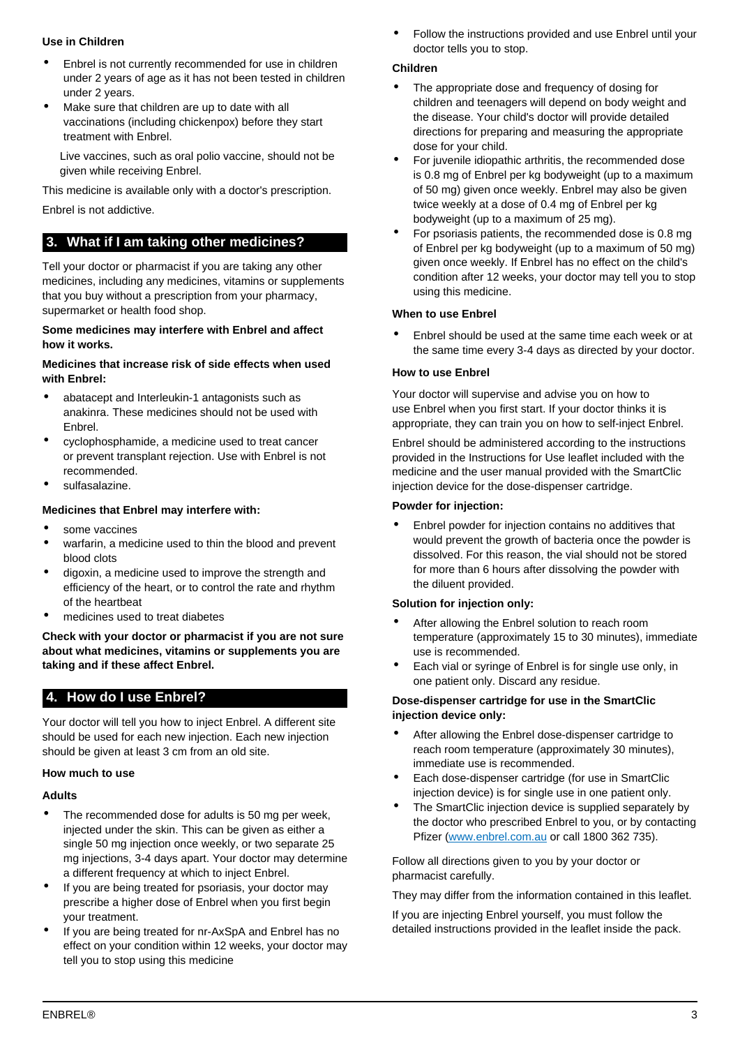**Use in Children**

- Enbrel is not currently recommended for use in children under 2 years of age as it has not been tested in children under 2 years.
- Make sure that children are up to date with all vaccinations (including chickenpox) before they start treatment with Enbrel.

  Live vaccines, such as oral polio vaccine, should not be given while receiving Enbrel.

This medicine is available only with a doctor's prescription.

Enbrel is not addictive.

## 3. What if I am taking other medicines?

Tell your doctor or pharmacist if you are taking any other medicines, including any medicines, vitamins or supplements that you buy without a prescription from your pharmacy, supermarket or health food shop.

**Some medicines may interfere with Enbrel and affect how it works.**

**Medicines that increase risk of side effects when used with Enbrel:**

- abatacept and Interleukin-1 antagonists such as anakinra. These medicines should not be used with Enbrel.
- cyclophosphamide, a medicine used to treat cancer or prevent transplant rejection. Use with Enbrel is not recommended.
- sulfasalazine.

**Medicines that Enbrel may interfere with:**

- some vaccines
- warfarin, a medicine used to thin the blood and prevent blood clots
- digoxin, a medicine used to improve the strength and efficiency of the heart, or to control the rate and rhythm of the heartbeat
- medicines used to treat diabetes

**Check with your doctor or pharmacist if you are not sure about what medicines, vitamins or supplements you are taking and if these affect Enbrel.**

## 4. How do I use Enbrel?

Your doctor will tell you how to inject Enbrel. A different site should be used for each new injection. Each new injection should be given at least 3 cm from an old site.

**How much to use**

**Adults**

- The recommended dose for adults is 50 mg per week, injected under the skin. This can be given as either a single 50 mg injection once weekly, or two separate 25 mg injections, 3-4 days apart. Your doctor may determine a different frequency at which to inject Enbrel.
- If you are being treated for psoriasis, your doctor may prescribe a higher dose of Enbrel when you first begin your treatment.
- If you are being treated for nr-AxSpA and Enbrel has no effect on your condition within 12 weeks, your doctor may tell you to stop using this medicine
- Follow the instructions provided and use Enbrel until your doctor tells you to stop.

**Children**

- The appropriate dose and frequency of dosing for children and teenagers will depend on body weight and the disease. Your child's doctor will provide detailed directions for preparing and measuring the appropriate dose for your child.
- For juvenile idiopathic arthritis, the recommended dose is 0.8 mg of Enbrel per kg bodyweight (up to a maximum of 50 mg) given once weekly. Enbrel may also be given twice weekly at a dose of 0.4 mg of Enbrel per kg bodyweight (up to a maximum of 25 mg).
- For psoriasis patients, the recommended dose is 0.8 mg of Enbrel per kg bodyweight (up to a maximum of 50 mg) given once weekly. If Enbrel has no effect on the child's condition after 12 weeks, your doctor may tell you to stop using this medicine.

**When to use Enbrel**

- Enbrel should be used at the same time each week or at the same time every 3-4 days as directed by your doctor.

**How to use Enbrel**

Your doctor will supervise and advise you on how to use Enbrel when you first start. If your doctor thinks it is appropriate, they can train you on how to self-inject Enbrel.

Enbrel should be administered according to the instructions provided in the Instructions for Use leaflet included with the medicine and the user manual provided with the SmartClic injection device for the dose-dispenser cartridge.

**Powder for injection:**

- Enbrel powder for injection contains no additives that would prevent the growth of bacteria once the powder is dissolved. For this reason, the vial should not be stored for more than 6 hours after dissolving the powder with the diluent provided.

**Solution for injection only:**

- After allowing the Enbrel solution to reach room temperature (approximately 15 to 30 minutes), immediate use is recommended.
- Each vial or syringe of Enbrel is for single use only, in one patient only. Discard any residue.

**Dose-dispenser cartridge for use in the SmartClic injection device only:**

- After allowing the Enbrel dose-dispenser cartridge to reach room temperature (approximately 30 minutes), immediate use is recommended.
- Each dose-dispenser cartridge (for use in SmartClic injection device) is for single use in one patient only.
- The SmartClic injection device is supplied separately by the doctor who prescribed Enbrel to you, or by contacting Pfizer (www.enbrel.com.au or call 1800 362 735).

Follow all directions given to you by your doctor or pharmacist carefully.

They may differ from the information contained in this leaflet.

If you are injecting Enbrel yourself, you must follow the detailed instructions provided in the leaflet inside the pack.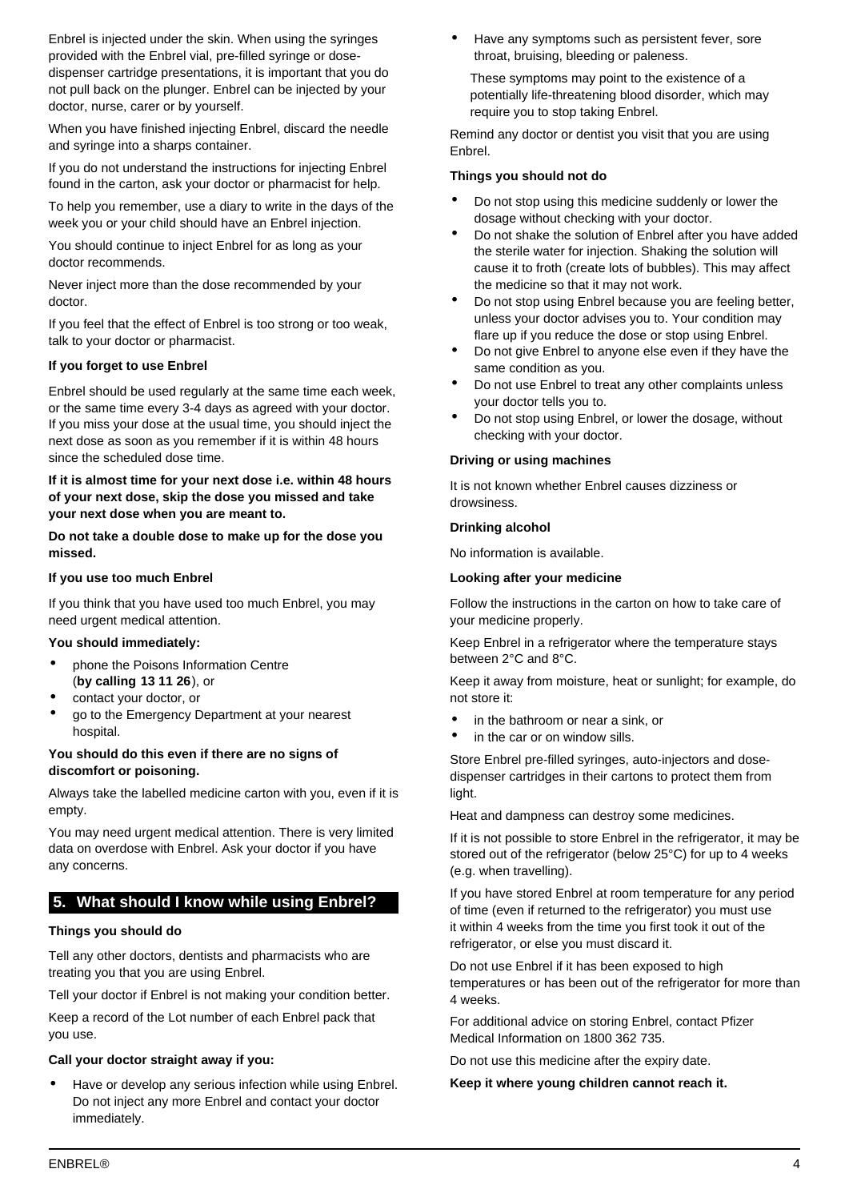Enbrel is injected under the skin. When using the syringes provided with the Enbrel vial, pre-filled syringe or dose-dispenser cartridge presentations, it is important that you do not pull back on the plunger. Enbrel can be injected by your doctor, nurse, carer or by yourself.

When you have finished injecting Enbrel, discard the needle and syringe into a sharps container.

If you do not understand the instructions for injecting Enbrel found in the carton, ask your doctor or pharmacist for help.

To help you remember, use a diary to write in the days of the week you or your child should have an Enbrel injection.

You should continue to inject Enbrel for as long as your doctor recommends.

Never inject more than the dose recommended by your doctor.

If you feel that the effect of Enbrel is too strong or too weak, talk to your doctor or pharmacist.

**If you forget to use Enbrel**

Enbrel should be used regularly at the same time each week, or the same time every 3-4 days as agreed with your doctor. If you miss your dose at the usual time, you should inject the next dose as soon as you remember if it is within 48 hours since the scheduled dose time.

**If it is almost time for your next dose i.e. within 48 hours of your next dose, skip the dose you missed and take your next dose when you are meant to.**

**Do not take a double dose to make up for the dose you missed.**

**If you use too much Enbrel**

If you think that you have used too much Enbrel, you may need urgent medical attention.

**You should immediately:**

- phone the Poisons Information Centre (**by calling 13 11 26**), or
- contact your doctor, or
- go to the Emergency Department at your nearest hospital.

**You should do this even if there are no signs of discomfort or poisoning.**

Always take the labelled medicine carton with you, even if it is empty.

You may need urgent medical attention. There is very limited data on overdose with Enbrel. Ask your doctor if you have any concerns.

## 5. What should I know while using Enbrel?

**Things you should do**

Tell any other doctors, dentists and pharmacists who are treating you that you are using Enbrel.

Tell your doctor if Enbrel is not making your condition better.

Keep a record of the Lot number of each Enbrel pack that you use.

**Call your doctor straight away if you:**

- Have or develop any serious infection while using Enbrel. Do not inject any more Enbrel and contact your doctor immediately.
- Have any symptoms such as persistent fever, sore throat, bruising, bleeding or paleness.

  These symptoms may point to the existence of a potentially life-threatening blood disorder, which may require you to stop taking Enbrel.

Remind any doctor or dentist you visit that you are using Enbrel.

**Things you should not do**

- Do not stop using this medicine suddenly or lower the dosage without checking with your doctor.
- Do not shake the solution of Enbrel after you have added the sterile water for injection. Shaking the solution will cause it to froth (create lots of bubbles). This may affect the medicine so that it may not work.
- Do not stop using Enbrel because you are feeling better, unless your doctor advises you to. Your condition may flare up if you reduce the dose or stop using Enbrel.
- Do not give Enbrel to anyone else even if they have the same condition as you.
- Do not use Enbrel to treat any other complaints unless your doctor tells you to.
- Do not stop using Enbrel, or lower the dosage, without checking with your doctor.

**Driving or using machines**

It is not known whether Enbrel causes dizziness or drowsiness.

**Drinking alcohol**

No information is available.

**Looking after your medicine**

Follow the instructions in the carton on how to take care of your medicine properly.

Keep Enbrel in a refrigerator where the temperature stays between 2°C and 8°C.

Keep it away from moisture, heat or sunlight; for example, do not store it:

- in the bathroom or near a sink, or
- in the car or on window sills.

Store Enbrel pre-filled syringes, auto-injectors and dose-dispenser cartridges in their cartons to protect them from light.

Heat and dampness can destroy some medicines.

If it is not possible to store Enbrel in the refrigerator, it may be stored out of the refrigerator (below 25°C) for up to 4 weeks (e.g. when travelling).

If you have stored Enbrel at room temperature for any period of time (even if returned to the refrigerator) you must use it within 4 weeks from the time you first took it out of the refrigerator, or else you must discard it.

Do not use Enbrel if it has been exposed to high temperatures or has been out of the refrigerator for more than 4 weeks.

For additional advice on storing Enbrel, contact Pfizer Medical Information on 1800 362 735.

Do not use this medicine after the expiry date.

**Keep it where young children cannot reach it.**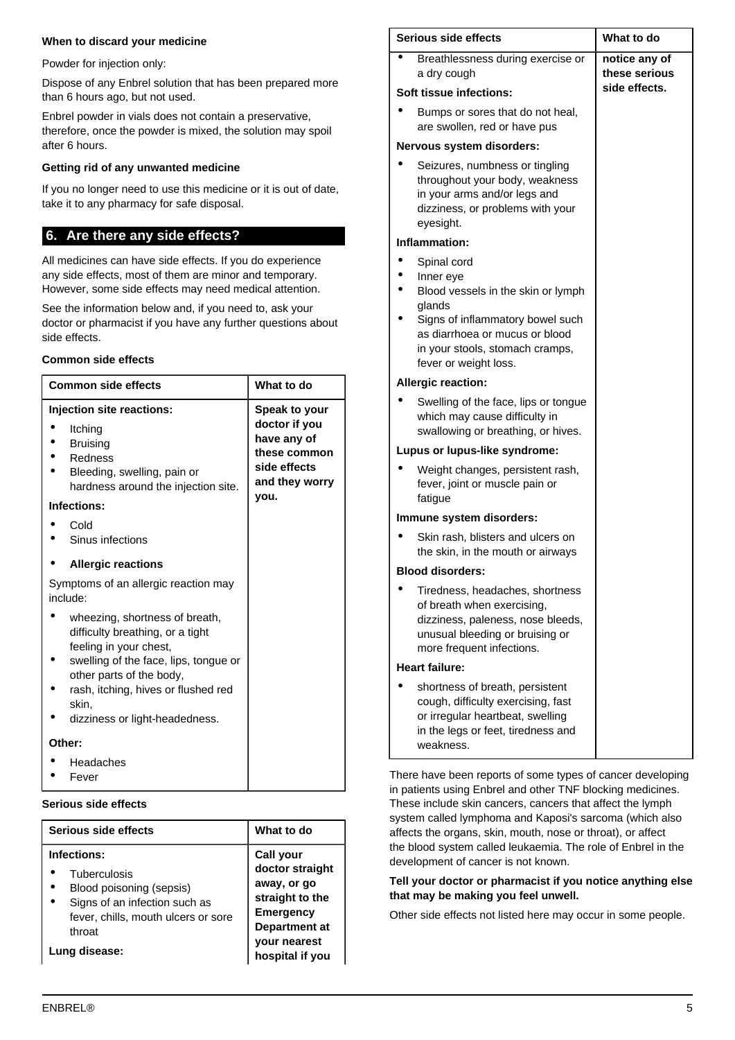**When to discard your medicine**

Powder for injection only:

Dispose of any Enbrel solution that has been prepared more than 6 hours ago, but not used.

Enbrel powder in vials does not contain a preservative, therefore, once the powder is mixed, the solution may spoil after 6 hours.

**Getting rid of any unwanted medicine**

If you no longer need to use this medicine or it is out of date, take it to any pharmacy for safe disposal.

## 6. Are there any side effects?

All medicines can have side effects. If you do experience any side effects, most of them are minor and temporary. However, some side effects may need medical attention.

See the information below and, if you need to, ask your doctor or pharmacist if you have any further questions about side effects.

**Common side effects**

| Common side effects | What to do |
|---|---|
| **Injection site reactions:**<br>• Itching<br>• Bruising<br>• Redness<br>• Bleeding, swelling, pain or hardness around the injection site.<br>**Infections:**<br>• Cold<br>• Sinus infections<br>• **Allergic reactions**<br>Symptoms of an allergic reaction may include:<br>• wheezing, shortness of breath, difficulty breathing, or a tight feeling in your chest,<br>• swelling of the face, lips, tongue or other parts of the body,<br>• rash, itching, hives or flushed red skin,<br>• dizziness or light-headedness.<br>**Other:**<br>• Headaches<br>• Fever | **Speak to your doctor if you have any of these common side effects and they worry you.** |

**Serious side effects**

| Serious side effects | What to do |
|---|---|
| **Infections:**<br>• Tuberculosis<br>• Blood poisoning (sepsis)<br>• Signs of an infection such as fever, chills, mouth ulcers or sore throat<br>**Lung disease:**<br>• Breathlessness during exercise or a dry cough<br>**Soft tissue infections:**<br>• Bumps or sores that do not heal, are swollen, red or have pus<br>**Nervous system disorders:**<br>• Seizures, numbness or tingling throughout your body, weakness in your arms and/or legs and dizziness, or problems with your eyesight.<br>**Inflammation:**<br>• Spinal cord<br>• Inner eye<br>• Blood vessels in the skin or lymph glands<br>• Signs of inflammatory bowel such as diarrhoea or mucus or blood in your stools, stomach cramps, fever or weight loss.<br>**Allergic reaction:**<br>• Swelling of the face, lips or tongue which may cause difficulty in swallowing or breathing, or hives.<br>**Lupus or lupus-like syndrome:**<br>• Weight changes, persistent rash, fever, joint or muscle pain or fatigue<br>**Immune system disorders:**<br>• Skin rash, blisters and ulcers on the skin, in the mouth or airways<br>**Blood disorders:**<br>• Tiredness, headaches, shortness of breath when exercising, dizziness, paleness, nose bleeds, unusual bleeding or bruising or more frequent infections.<br>**Heart failure:**<br>• shortness of breath, persistent cough, difficulty exercising, fast or irregular heartbeat, swelling in the legs or feet, tiredness and weakness. | **Call your doctor straight away, or go straight to the Emergency Department at your nearest hospital if you notice any of these serious side effects.** |

There have been reports of some types of cancer developing in patients using Enbrel and other TNF blocking medicines. These include skin cancers, cancers that affect the lymph system called lymphoma and Kaposi's sarcoma (which also affects the organs, skin, mouth, nose or throat), or affect the blood system called leukaemia. The role of Enbrel in the development of cancer is not known.

**Tell your doctor or pharmacist if you notice anything else that may be making you feel unwell.**

Other side effects not listed here may occur in some people.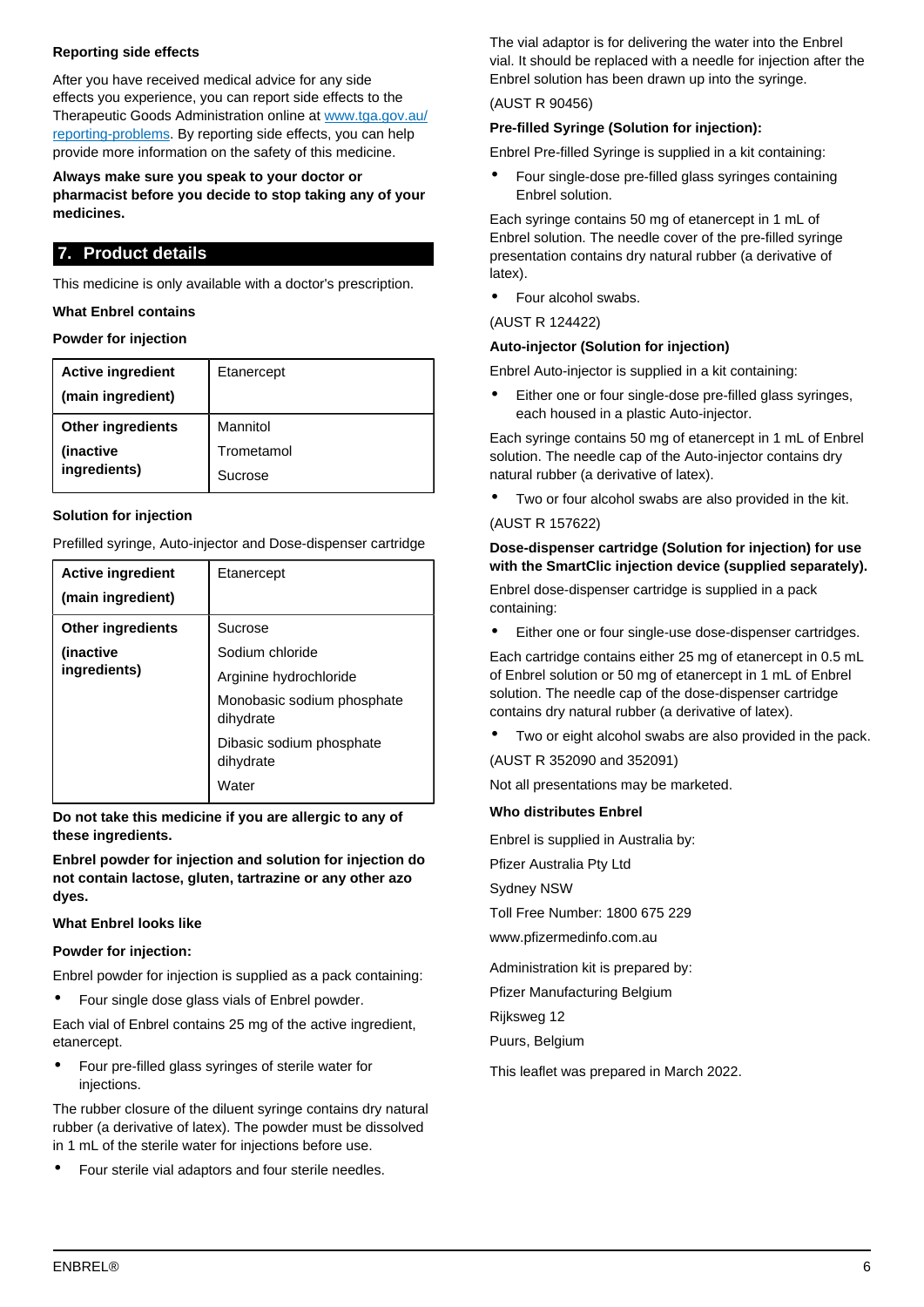### Reporting side effects

After you have received medical advice for any side effects you experience, you can report side effects to the Therapeutic Goods Administration online at [www.tga.gov.au/reporting-problems](www.tga.gov.au/reporting-problems). By reporting side effects, you can help provide more information on the safety of this medicine.

**Always make sure you speak to your doctor or pharmacist before you decide to stop taking any of your medicines.**

## 7. Product details

This medicine is only available with a doctor's prescription.

### What Enbrel contains

### Powder for injection

| | |
|---|---|
| **Active ingredient (main ingredient)** | Etanercept |
| **Other ingredients (inactive ingredients)** | Mannitol<br>Trometamol<br>Sucrose |

### Solution for injection

Prefilled syringe, Auto-injector and Dose-dispenser cartridge

| | |
|---|---|
| **Active ingredient (main ingredient)** | Etanercept |
| **Other ingredients (inactive ingredients)** | Sucrose<br>Sodium chloride<br>Arginine hydrochloride<br>Monobasic sodium phosphate dihydrate<br>Dibasic sodium phosphate dihydrate<br>Water |

**Do not take this medicine if you are allergic to any of these ingredients.**

**Enbrel powder for injection and solution for injection do not contain lactose, gluten, tartrazine or any other azo dyes.**

### What Enbrel looks like

**Powder for injection:**

Enbrel powder for injection is supplied as a pack containing:

- Four single dose glass vials of Enbrel powder.

Each vial of Enbrel contains 25 mg of the active ingredient, etanercept.

- Four pre-filled glass syringes of sterile water for injections.

The rubber closure of the diluent syringe contains dry natural rubber (a derivative of latex). The powder must be dissolved in 1 mL of the sterile water for injections before use.

- Four sterile vial adaptors and four sterile needles.

The vial adaptor is for delivering the water into the Enbrel vial. It should be replaced with a needle for injection after the Enbrel solution has been drawn up into the syringe.

(AUST R 90456)

**Pre-filled Syringe (Solution for injection):**

Enbrel Pre-filled Syringe is supplied in a kit containing:

- Four single-dose pre-filled glass syringes containing Enbrel solution.

Each syringe contains 50 mg of etanercept in 1 mL of Enbrel solution. The needle cover of the pre-filled syringe presentation contains dry natural rubber (a derivative of latex).

- Four alcohol swabs.

(AUST R 124422)

**Auto-injector (Solution for injection)**

Enbrel Auto-injector is supplied in a kit containing:

- Either one or four single-dose pre-filled glass syringes, each housed in a plastic Auto-injector.

Each syringe contains 50 mg of etanercept in 1 mL of Enbrel solution. The needle cap of the Auto-injector contains dry natural rubber (a derivative of latex).

- Two or four alcohol swabs are also provided in the kit.

(AUST R 157622)

**Dose-dispenser cartridge (Solution for injection) for use with the SmartClic injection device (supplied separately).**

Enbrel dose-dispenser cartridge is supplied in a pack containing:

- Either one or four single-use dose-dispenser cartridges.

Each cartridge contains either 25 mg of etanercept in 0.5 mL of Enbrel solution or 50 mg of etanercept in 1 mL of Enbrel solution. The needle cap of the dose-dispenser cartridge contains dry natural rubber (a derivative of latex).

- Two or eight alcohol swabs are also provided in the pack.

(AUST R 352090 and 352091)

Not all presentations may be marketed.

### Who distributes Enbrel

Enbrel is supplied in Australia by:

Pfizer Australia Pty Ltd

Sydney NSW

Toll Free Number: 1800 675 229

www.pfizermedinfo.com.au

Administration kit is prepared by:

Pfizer Manufacturing Belgium

Rijksweg 12

Puurs, Belgium

This leaflet was prepared in March 2022.